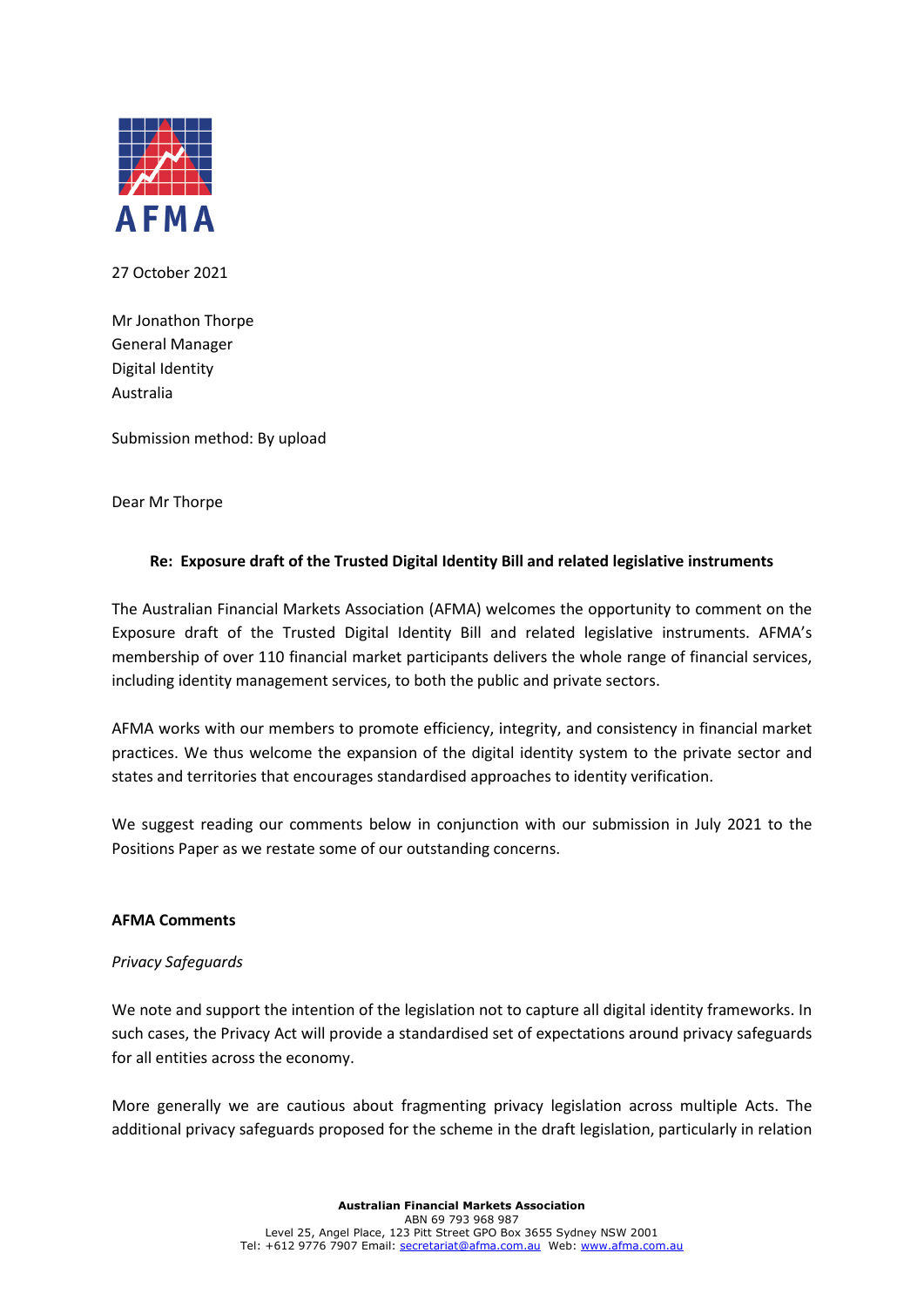AFMA

27 October 2021

Mr Jonathon Thorpe
General Manager
Digital Identity
Australia

Submission method: By upload

Dear Mr Thorpe

**Re: Exposure draft of the Trusted Digital Identity Bill and related legislative instruments**

The Australian Financial Markets Association (AFMA) welcomes the opportunity to comment on the Exposure draft of the Trusted Digital Identity Bill and related legislative instruments. AFMA's membership of over 110 financial market participants delivers the whole range of financial services, including identity management services, to both the public and private sectors.

AFMA works with our members to promote efficiency, integrity, and consistency in financial market practices. We thus welcome the expansion of the digital identity system to the private sector and states and territories that encourages standardised approaches to identity verification.

We suggest reading our comments below in conjunction with our submission in July 2021 to the Positions Paper as we restate some of our outstanding concerns.

**AFMA Comments**

*Privacy Safeguards*

We note and support the intention of the legislation not to capture all digital identity frameworks. In such cases, the Privacy Act will provide a standardised set of expectations around privacy safeguards for all entities across the economy.

More generally we are cautious about fragmenting privacy legislation across multiple Acts. The additional privacy safeguards proposed for the scheme in the draft legislation, particularly in relation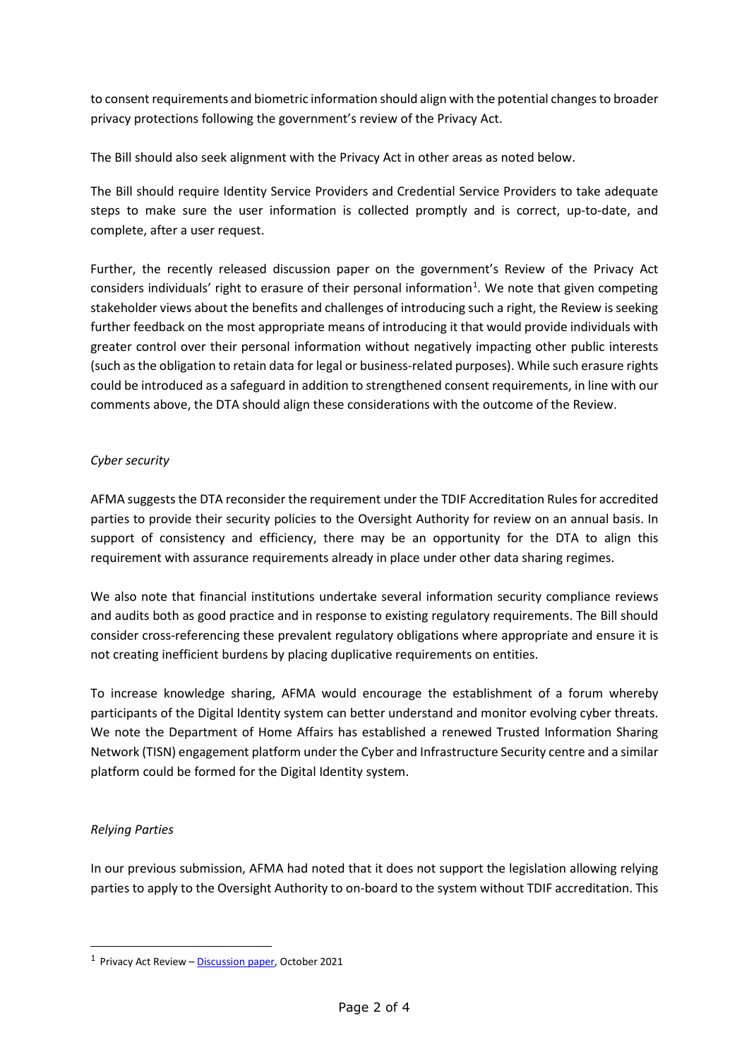to consent requirements and biometric information should align with the potential changes to broader privacy protections following the government's review of the Privacy Act.

The Bill should also seek alignment with the Privacy Act in other areas as noted below.

The Bill should require Identity Service Providers and Credential Service Providers to take adequate steps to make sure the user information is collected promptly and is correct, up-to-date, and complete, after a user request.

Further, the recently released discussion paper on the government's Review of the Privacy Act considers individuals' right to erasure of their personal information[1]. We note that given competing stakeholder views about the benefits and challenges of introducing such a right, the Review is seeking further feedback on the most appropriate means of introducing it that would provide individuals with greater control over their personal information without negatively impacting other public interests (such as the obligation to retain data for legal or business-related purposes). While such erasure rights could be introduced as a safeguard in addition to strengthened consent requirements, in line with our comments above, the DTA should align these considerations with the outcome of the Review.

*Cyber security*

AFMA suggests the DTA reconsider the requirement under the TDIF Accreditation Rules for accredited parties to provide their security policies to the Oversight Authority for review on an annual basis. In support of consistency and efficiency, there may be an opportunity for the DTA to align this requirement with assurance requirements already in place under other data sharing regimes.

We also note that financial institutions undertake several information security compliance reviews and audits both as good practice and in response to existing regulatory requirements. The Bill should consider cross-referencing these prevalent regulatory obligations where appropriate and ensure it is not creating inefficient burdens by placing duplicative requirements on entities.

To increase knowledge sharing, AFMA would encourage the establishment of a forum whereby participants of the Digital Identity system can better understand and monitor evolving cyber threats. We note the Department of Home Affairs has established a renewed Trusted Information Sharing Network (TISN) engagement platform under the Cyber and Infrastructure Security centre and a similar platform could be formed for the Digital Identity system.

*Relying Parties*

In our previous submission, AFMA had noted that it does not support the legislation allowing relying parties to apply to the Oversight Authority to on-board to the system without TDIF accreditation. This

[1] Privacy Act Review – Discussion paper, October 2021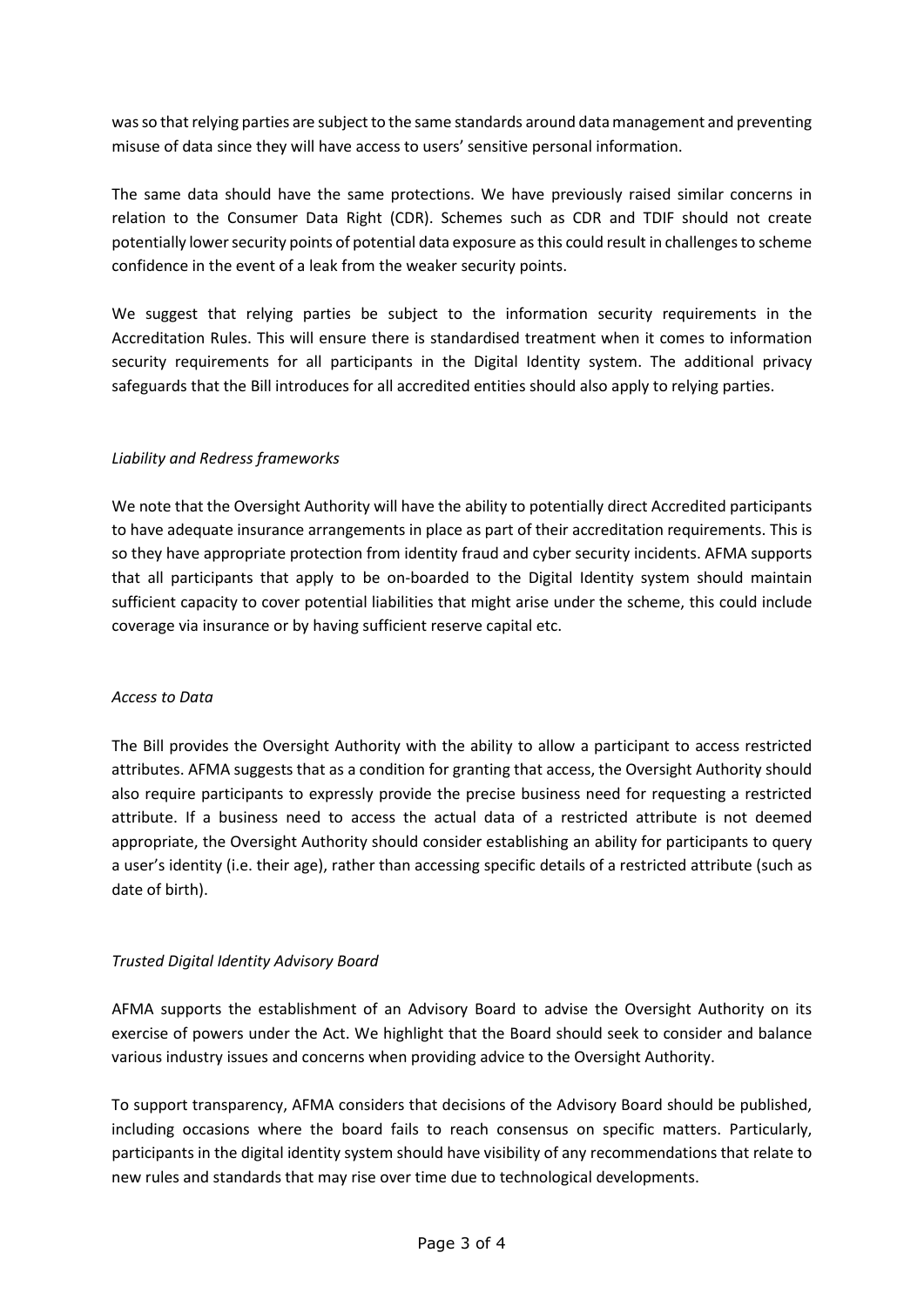was so that relying parties are subject to the same standards around data management and preventing misuse of data since they will have access to users' sensitive personal information.

The same data should have the same protections. We have previously raised similar concerns in relation to the Consumer Data Right (CDR). Schemes such as CDR and TDIF should not create potentially lower security points of potential data exposure as this could result in challenges to scheme confidence in the event of a leak from the weaker security points.

We suggest that relying parties be subject to the information security requirements in the Accreditation Rules. This will ensure there is standardised treatment when it comes to information security requirements for all participants in the Digital Identity system. The additional privacy safeguards that the Bill introduces for all accredited entities should also apply to relying parties.

*Liability and Redress frameworks*

We note that the Oversight Authority will have the ability to potentially direct Accredited participants to have adequate insurance arrangements in place as part of their accreditation requirements. This is so they have appropriate protection from identity fraud and cyber security incidents. AFMA supports that all participants that apply to be on-boarded to the Digital Identity system should maintain sufficient capacity to cover potential liabilities that might arise under the scheme, this could include coverage via insurance or by having sufficient reserve capital etc.

*Access to Data*

The Bill provides the Oversight Authority with the ability to allow a participant to access restricted attributes. AFMA suggests that as a condition for granting that access, the Oversight Authority should also require participants to expressly provide the precise business need for requesting a restricted attribute. If a business need to access the actual data of a restricted attribute is not deemed appropriate, the Oversight Authority should consider establishing an ability for participants to query a user's identity (i.e. their age), rather than accessing specific details of a restricted attribute (such as date of birth).

*Trusted Digital Identity Advisory Board*

AFMA supports the establishment of an Advisory Board to advise the Oversight Authority on its exercise of powers under the Act. We highlight that the Board should seek to consider and balance various industry issues and concerns when providing advice to the Oversight Authority.

To support transparency, AFMA considers that decisions of the Advisory Board should be published, including occasions where the board fails to reach consensus on specific matters. Particularly, participants in the digital identity system should have visibility of any recommendations that relate to new rules and standards that may rise over time due to technological developments.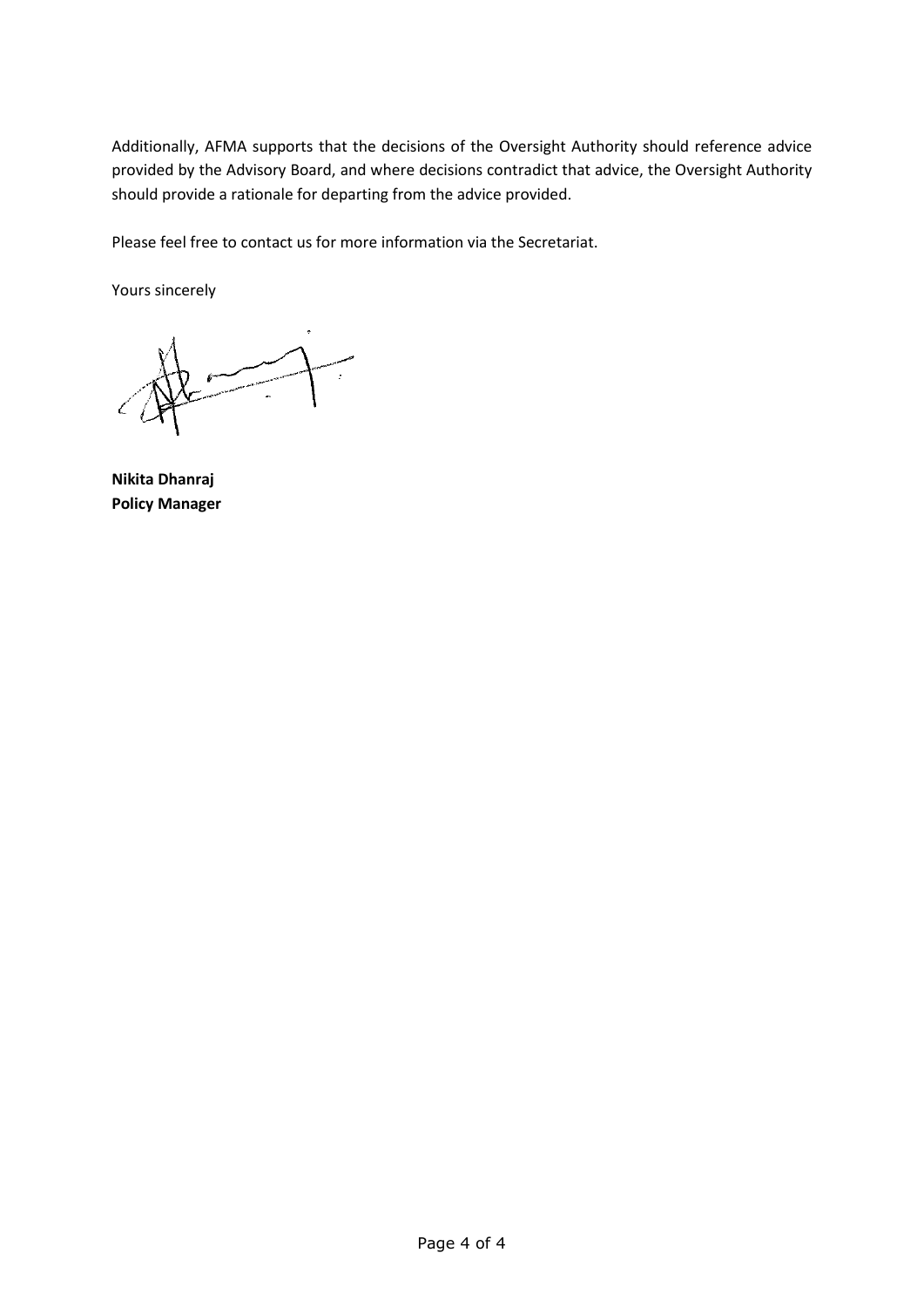Additionally, AFMA supports that the decisions of the Oversight Authority should reference advice provided by the Advisory Board, and where decisions contradict that advice, the Oversight Authority should provide a rationale for departing from the advice provided.

Please feel free to contact us for more information via the Secretariat.

Yours sincerely

**Nikita Dhanraj**
**Policy Manager**